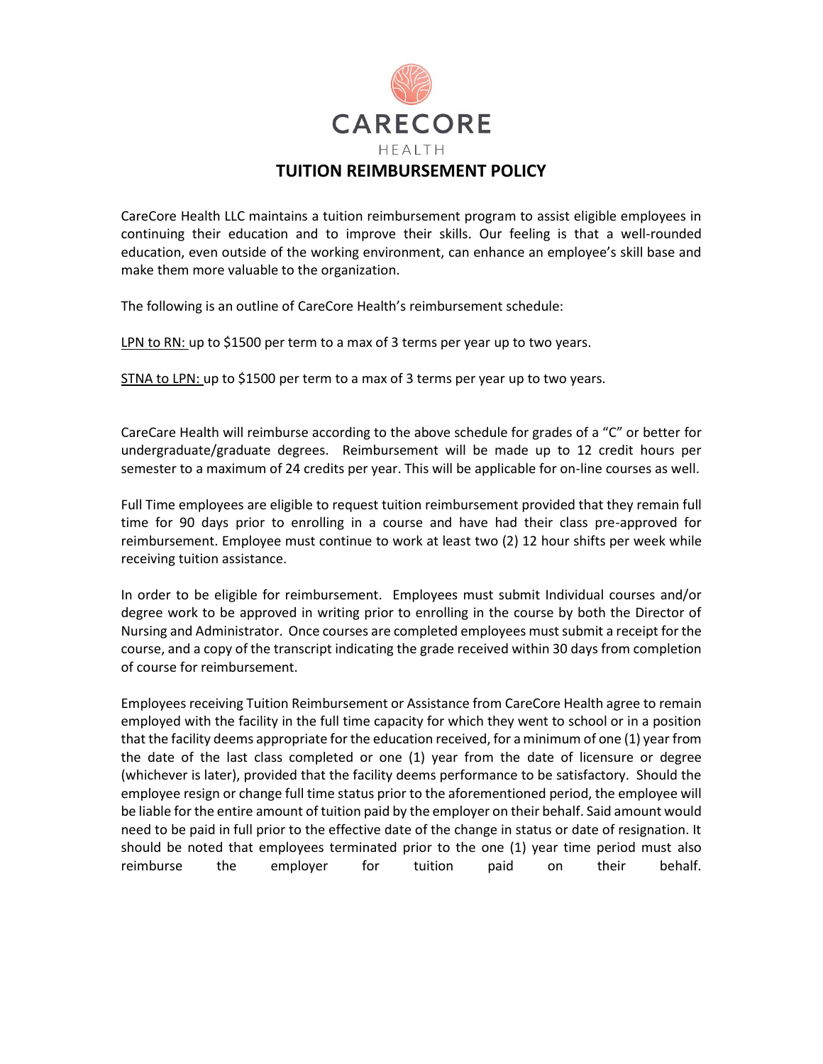# CARECORE

HEALTH

## TUITION REIMBURSEMENT POLICY

CareCore Health LLC maintains a tuition reimbursement program to assist eligible employees in continuing their education and to improve their skills. Our feeling is that a well-rounded education, even outside of the working environment, can enhance an employee's skill base and make them more valuable to the organization.

The following is an outline of CareCore Health's reimbursement schedule:

<u>LPN to RN:</u> up to $1500 per term to a max of 3 terms per year up to two years.

<u>STNA to LPN:</u> up to $1500 per term to a max of 3 terms per year up to two years.

CareCare Health will reimburse according to the above schedule for grades of a "C" or better for undergraduate/graduate degrees. Reimbursement will be made up to 12 credit hours per semester to a maximum of 24 credits per year. This will be applicable for on-line courses as well.

Full Time employees are eligible to request tuition reimbursement provided that they remain full time for 90 days prior to enrolling in a course and have had their class pre-approved for reimbursement. Employee must continue to work at least two (2) 12 hour shifts per week while receiving tuition assistance.

In order to be eligible for reimbursement. Employees must submit Individual courses and/or degree work to be approved in writing prior to enrolling in the course by both the Director of Nursing and Administrator. Once courses are completed employees must submit a receipt for the course, and a copy of the transcript indicating the grade received within 30 days from completion of course for reimbursement.

Employees receiving Tuition Reimbursement or Assistance from CareCore Health agree to remain employed with the facility in the full time capacity for which they went to school or in a position that the facility deems appropriate for the education received, for a minimum of one (1) year from the date of the last class completed or one (1) year from the date of licensure or degree (whichever is later), provided that the facility deems performance to be satisfactory. Should the employee resign or change full time status prior to the aforementioned period, the employee will be liable for the entire amount of tuition paid by the employer on their behalf. Said amount would need to be paid in full prior to the effective date of the change in status or date of resignation. It should be noted that employees terminated prior to the one (1) year time period must also reimburse the employer for tuition paid on their behalf.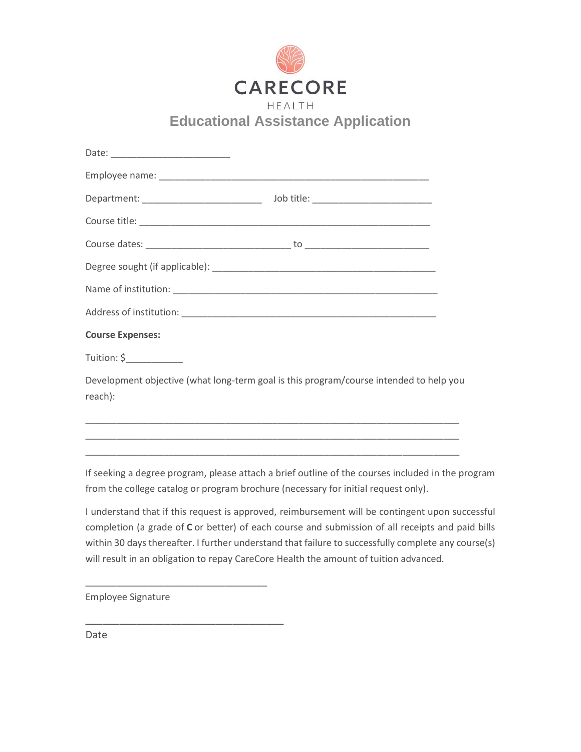CARECORE

HEALTH

# Educational Assistance Application

Date: ______________________

Employee name: __________________________________________________

Department: ______________________ Job title: ______________________

Course title: ______________________________________________________

Course dates: ___________________________ to _______________________

Degree sought (if applicable): _________________________________________

Name of institution: ________________________________________________

Address of institution: _______________________________________________

**Course Expenses:**

Tuition: $__________

Development objective (what long-term goal is this program/course intended to help you reach):

_____________________________________________________________________
_____________________________________________________________________
_____________________________________________________________________

If seeking a degree program, please attach a brief outline of the courses included in the program from the college catalog or program brochure (necessary for initial request only).

I understand that if this request is approved, reimbursement will be contingent upon successful completion (a grade of **C** or better) of each course and submission of all receipts and paid bills within 30 days thereafter. I further understand that failure to successfully complete any course(s) will result in an obligation to repay CareCore Health the amount of tuition advanced.

_________________________________

Employee Signature

____________________________________

Date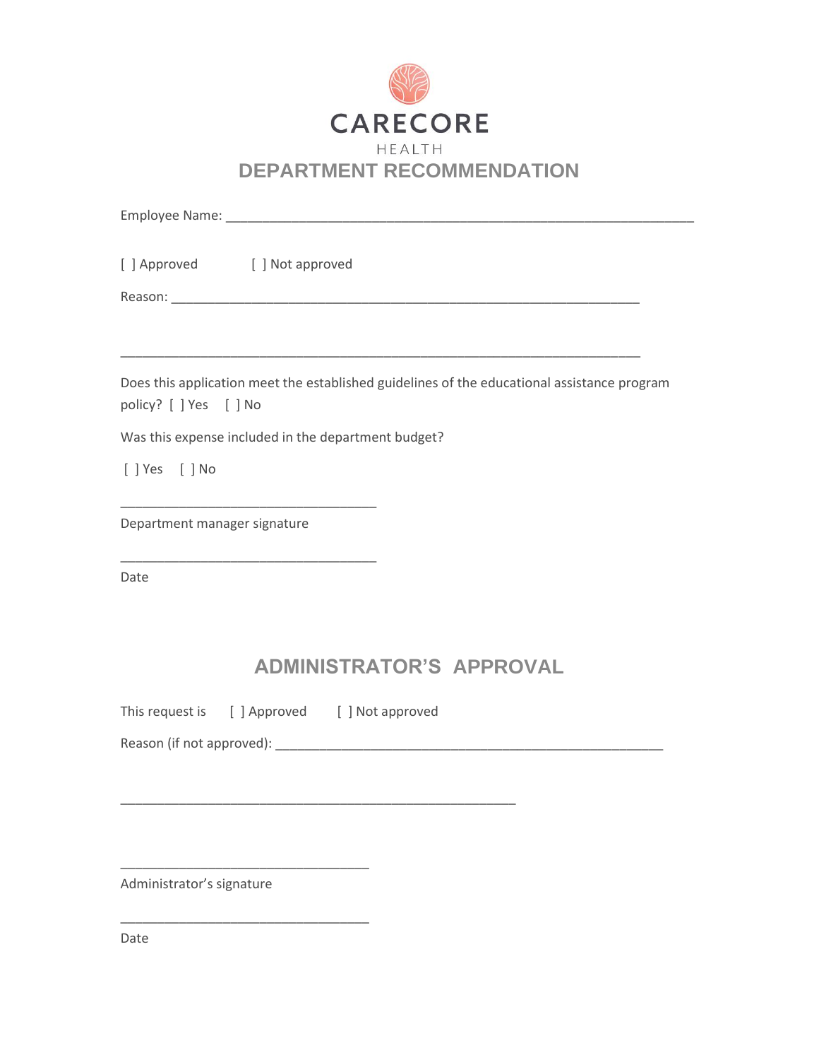CARECORE

HEALTH

# DEPARTMENT RECOMMENDATION

Employee Name: ___________________________________________________________________

[ ] Approved [ ] Not approved

Reason: ___________________________________________________________________

___________________________________________________________________________

Does this application meet the established guidelines of the educational assistance program policy? [ ] Yes [ ] No

Was this expense included in the department budget?

[ ] Yes [ ] No

_________________________________

Department manager signature

_________________________________

Date

# ADMINISTRATOR'S APPROVAL

This request is [ ] Approved [ ] Not approved

Reason (if not approved): ______________________________________________________

___________________________________________________

_________________________________

Administrator's signature

_________________________________

Date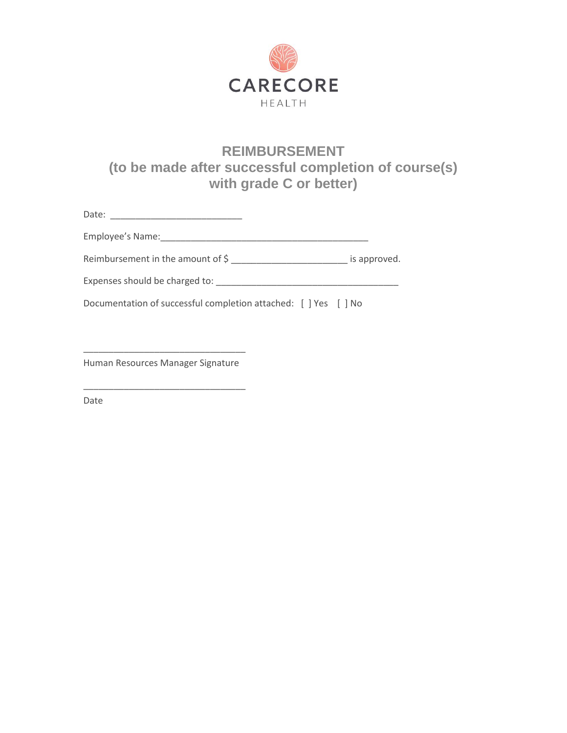CARECORE

HEALTH

## REIMBURSEMENT
## (to be made after successful completion of course(s) with grade C or better)

Date: __________________________

Employee's Name:_________________________________________

Reimbursement in the amount of $ _______________________ is approved.

Expenses should be charged to: ____________________________________

Documentation of successful completion attached: [ ] Yes [ ] No

________________________________

Human Resources Manager Signature

________________________________

Date